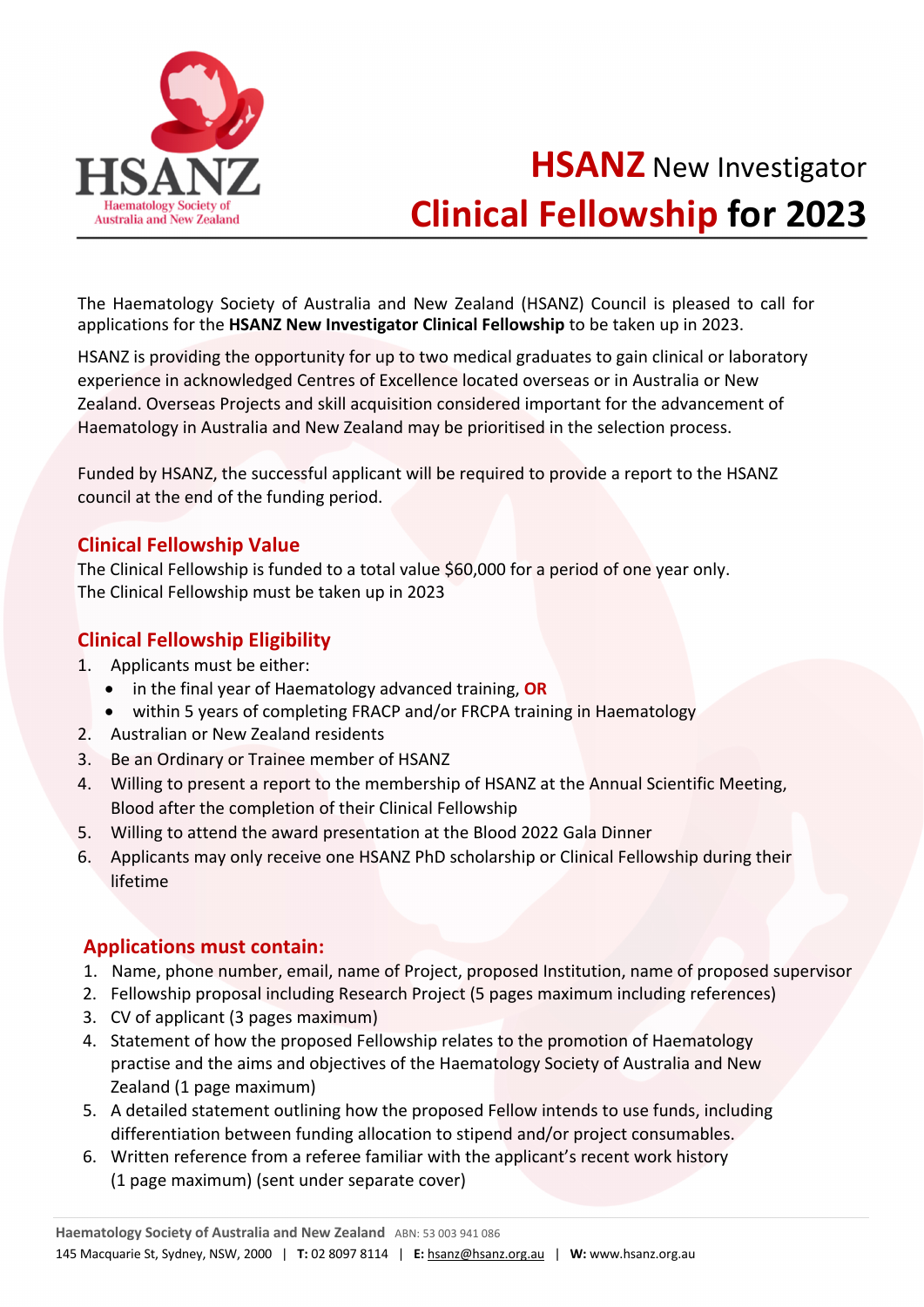# HSANZ New Investigator Clinical Fellowship for 2023

The Haematology Society of Australia and New Zealand (HSANZ) Council is pleased to call for applications for the **HSANZ New Investigator Clinical Fellowship** to be taken up in 2023.

HSANZ is providing the opportunity for up to two medical graduates to gain clinical or laboratory experience in acknowledged Centres of Excellence located overseas or in Australia or New Zealand. Overseas Projects and skill acquisition considered important for the advancement of Haematology in Australia and New Zealand may be prioritised in the selection process.

Funded by HSANZ, the successful applicant will be required to provide a report to the HSANZ council at the end of the funding period.

## Clinical Fellowship Value

The Clinical Fellowship is funded to a total value $60,000 for a period of one year only.
The Clinical Fellowship must be taken up in 2023

## Clinical Fellowship Eligibility

1. Applicants must be either:
   - in the final year of Haematology advanced training, **OR**
   - within 5 years of completing FRACP and/or FRCPA training in Haematology
2. Australian or New Zealand residents
3. Be an Ordinary or Trainee member of HSANZ
4. Willing to present a report to the membership of HSANZ at the Annual Scientific Meeting, Blood after the completion of their Clinical Fellowship
5. Willing to attend the award presentation at the Blood 2022 Gala Dinner
6. Applicants may only receive one HSANZ PhD scholarship or Clinical Fellowship during their lifetime

## Applications must contain:

1. Name, phone number, email, name of Project, proposed Institution, name of proposed supervisor
2. Fellowship proposal including Research Project (5 pages maximum including references)
3. CV of applicant (3 pages maximum)
4. Statement of how the proposed Fellowship relates to the promotion of Haematology practise and the aims and objectives of the Haematology Society of Australia and New Zealand (1 page maximum)
5. A detailed statement outlining how the proposed Fellow intends to use funds, including differentiation between funding allocation to stipend and/or project consumables.
6. Written reference from a referee familiar with the applicant's recent work history (1 page maximum) (sent under separate cover)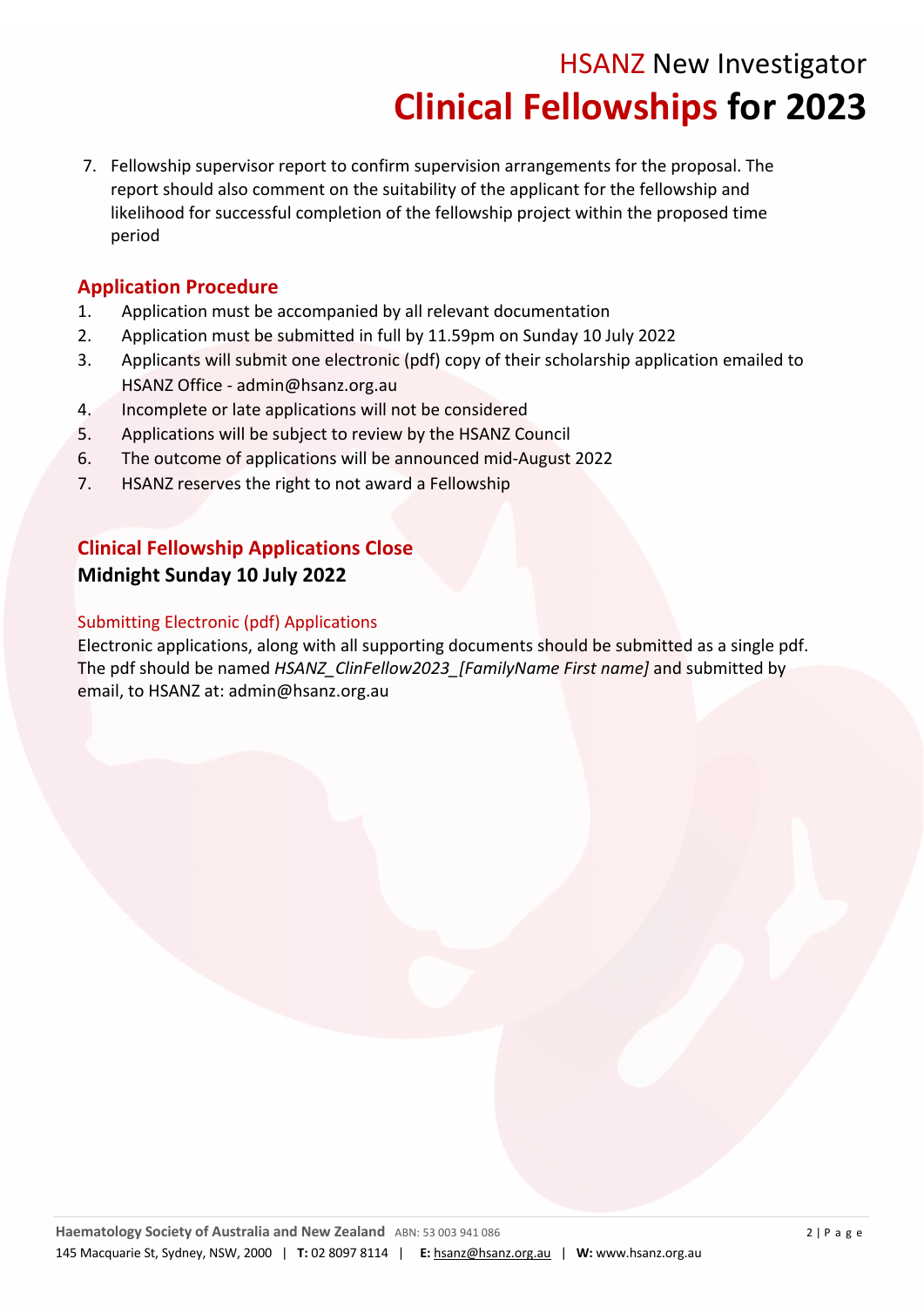7. Fellowship supervisor report to confirm supervision arrangements for the proposal. The report should also comment on the suitability of the applicant for the fellowship and likelihood for successful completion of the fellowship project within the proposed time period

## Application Procedure

1. Application must be accompanied by all relevant documentation
2. Application must be submitted in full by 11.59pm on Sunday 10 July 2022
3. Applicants will submit one electronic (pdf) copy of their scholarship application emailed to HSANZ Office - admin@hsanz.org.au
4. Incomplete or late applications will not be considered
5. Applications will be subject to review by the HSANZ Council
6. The outcome of applications will be announced mid-August 2022
7. HSANZ reserves the right to not award a Fellowship

## Clinical Fellowship Applications Close

**Midnight Sunday 10 July 2022**

### Submitting Electronic (pdf) Applications

Electronic applications, along with all supporting documents should be submitted as a single pdf. The pdf should be named *HSANZ_ClinFellow2023_[FamilyName First name]* and submitted by email, to HSANZ at: admin@hsanz.org.au